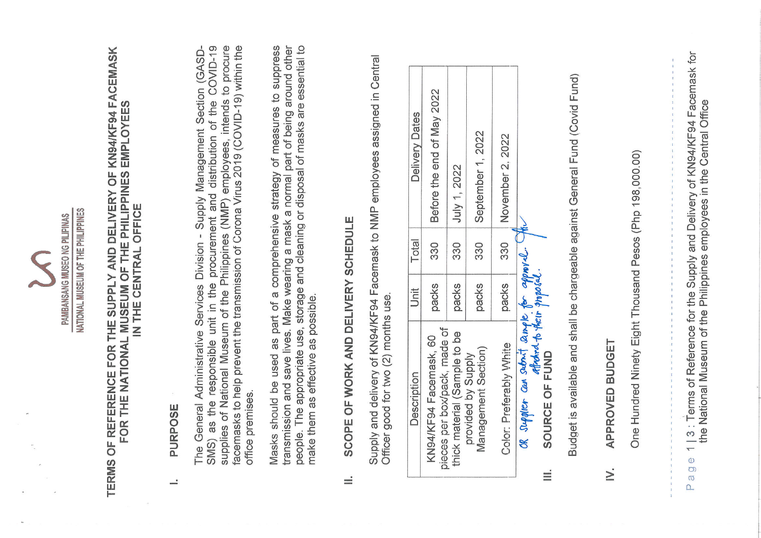PAMBANSANG MUSEO NG PILIPINAS
NATIONAL MUSEUM OF THE PHILIPPINES

# TERMS OF REFERENCE FOR THE SUPPLY AND DELIVERY OF KN94/KF94 FACEMASK FOR THE NATIONAL MUSEUM OF THE PHILIPPINES EMPLOYEES IN THE CENTRAL OFFICE

## I. PURPOSE

The General Administrative Services Division - Supply Management Section (GASD-SMS) as the responsible unit in the procurement and distribution of the COVID-19 supplies of National Museum of the Philippines (NMP) employees, intends to procure facemasks to help prevent the transmission of Corona Virus 2019 (COVID-19) within the office premises.

Masks should be used as part of a comprehensive strategy of measures to suppress transmission and save lives. Make wearing a mask a normal part of being around other people. The appropriate use, storage and cleaning or disposal of masks are essential to make them as effective as possible.

## II. SCOPE OF WORK AND DELIVERY SCHEDULE

Supply and delivery of KN94/KF94 Facemask to NMP employees assigned in Central Officer good for two (2) months use.

| Description | Unit | Total | Delivery Dates |
|---|---|---|---|
| KN94/KF94 Facemask, 60 pieces per box/pack, made of thick material (Sample to be provided by Supply Management Section) | packs | 330 | Before the end of May 2022 |
| | packs | 330 | July 1, 2022 |
| | packs | 330 | September 1, 2022 |
| Color: Preferably White | packs | 330 | November 2, 2022 |

OR supplier can submit sample for approval attached to their proposal.

## III. SOURCE OF FUND

Budget is available and shall be chargeable against General Fund (Covid Fund)

## IV. APPROVED BUDGET

One Hundred Ninety Eight Thousand Pesos (Php 198,000.00)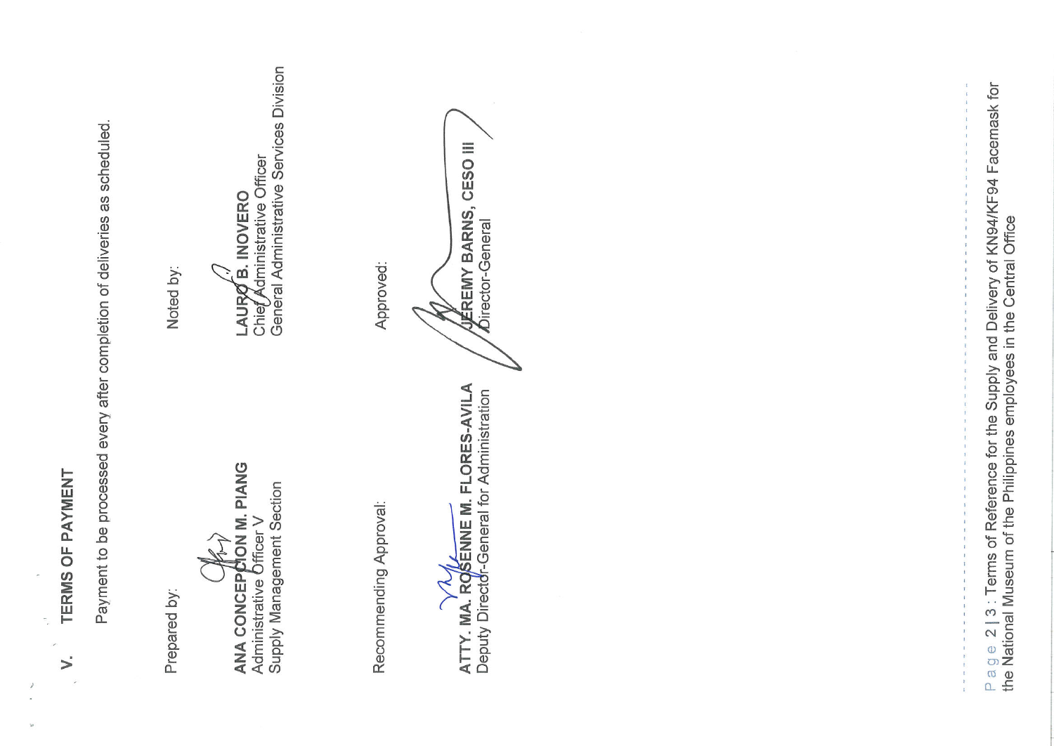## V. TERMS OF PAYMENT

Payment to be processed every after completion of deliveries as scheduled.

Prepared by:

**ANA CONCEPCION M. PIANG**
Administrative Officer V
Supply Management Section

Noted by:

**LAURO B. INOVERO**
Chief Administrative Officer
General Administrative Services Division

Recommending Approval:

**ATTY. MA. ROSENNE M. FLORES-AVILA**
Deputy Director-General for Administration

Approved:

**JEREMY BARNS, CESO III**
Director-General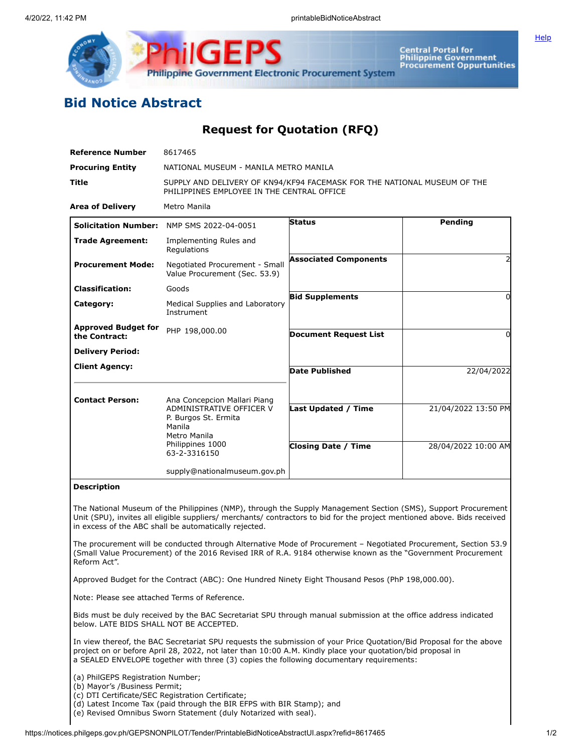# Bid Notice Abstract

## Request for Quotation (RFQ)

| | |
|---|---|
| **Reference Number** | 8617465 |
| **Procuring Entity** | NATIONAL MUSEUM - MANILA METRO MANILA |
| **Title** | SUPPLY AND DELIVERY OF KN94/KF94 FACEMASK FOR THE NATIONAL MUSEUM OF THE PHILIPPINES EMPLOYEE IN THE CENTRAL OFFICE |
| **Area of Delivery** | Metro Manila |

| | | | |
|---|---|---|---|
| **Solicitation Number:** | NMP SMS 2022-04-0051 | **Status** | Pending |
| **Trade Agreement:** | Implementing Rules and Regulations | | |
| **Procurement Mode:** | Negotiated Procurement - Small Value Procurement (Sec. 53.9) | **Associated Components** | 2 |
| **Classification:** | Goods | | |
| **Category:** | Medical Supplies and Laboratory Instrument | **Bid Supplements** | 0 |
| **Approved Budget for the Contract:** | PHP 198,000.00 | **Document Request List** | 0 |
| **Delivery Period:** | | | |
| **Client Agency:** | | **Date Published** | 22/04/2022 |
| **Contact Person:** | Ana Concepcion Mallari Piang<br>ADMINISTRATIVE OFFICER V<br>P. Burgos St. Ermita<br>Manila<br>Metro Manila<br>Philippines 1000<br>63-2-3316150<br><br>supply@nationalmuseum.gov.ph | **Last Updated / Time** | 21/04/2022 13:50 PM |
| | | **Closing Date / Time** | 28/04/2022 10:00 AM |

**Description**

The National Museum of the Philippines (NMP), through the Supply Management Section (SMS), Support Procurement Unit (SPU), invites all eligible suppliers/ merchants/ contractors to bid for the project mentioned above. Bids received in excess of the ABC shall be automatically rejected.

The procurement will be conducted through Alternative Mode of Procurement – Negotiated Procurement, Section 53.9 (Small Value Procurement) of the 2016 Revised IRR of R.A. 9184 otherwise known as the "Government Procurement Reform Act".

Approved Budget for the Contract (ABC): One Hundred Ninety Eight Thousand Pesos (PhP 198,000.00).

Note: Please see attached Terms of Reference.

Bids must be duly received by the BAC Secretariat SPU through manual submission at the office address indicated below. LATE BIDS SHALL NOT BE ACCEPTED.

In view thereof, the BAC Secretariat SPU requests the submission of your Price Quotation/Bid Proposal for the above project on or before April 28, 2022, not later than 10:00 A.M. Kindly place your quotation/bid proposal in a SEALED ENVELOPE together with three (3) copies the following documentary requirements:

(a) PhilGEPS Registration Number;
(b) Mayor's /Business Permit;
(c) DTI Certificate/SEC Registration Certificate;
(d) Latest Income Tax (paid through the BIR EFPS with BIR Stamp); and
(e) Revised Omnibus Sworn Statement (duly Notarized with seal).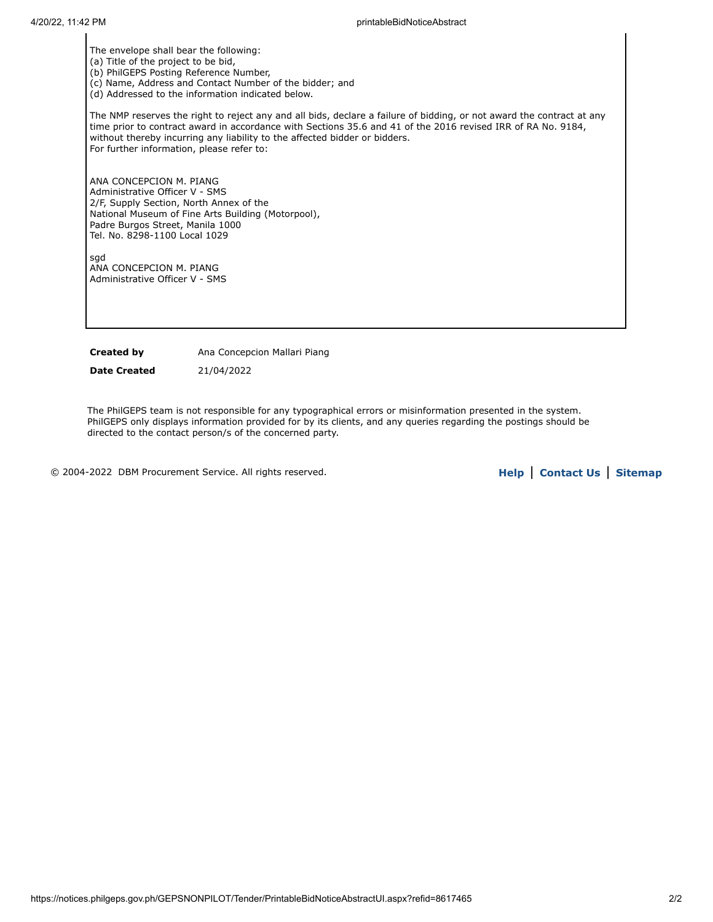The envelope shall bear the following:
(a) Title of the project to be bid,
(b) PhilGEPS Posting Reference Number,
(c) Name, Address and Contact Number of the bidder; and
(d) Addressed to the information indicated below.

The NMP reserves the right to reject any and all bids, declare a failure of bidding, or not award the contract at any time prior to contract award in accordance with Sections 35.6 and 41 of the 2016 revised IRR of RA No. 9184, without thereby incurring any liability to the affected bidder or bidders.
For further information, please refer to:

ANA CONCEPCION M. PIANG
Administrative Officer V - SMS
2/F, Supply Section, North Annex of the
National Museum of Fine Arts Building (Motorpool),
Padre Burgos Street, Manila 1000
Tel. No. 8298-1100 Local 1029

sgd
ANA CONCEPCION M. PIANG
Administrative Officer V - SMS

| | |
|---|---|
| **Created by** | Ana Concepcion Mallari Piang |
| **Date Created** | 21/04/2022 |

The PhilGEPS team is not responsible for any typographical errors or misinformation presented in the system. PhilGEPS only displays information provided for by its clients, and any queries regarding the postings should be directed to the contact person/s of the concerned party.

© 2004-2022 DBM Procurement Service. All rights reserved.

**Help** | **Contact Us** | **Sitemap**